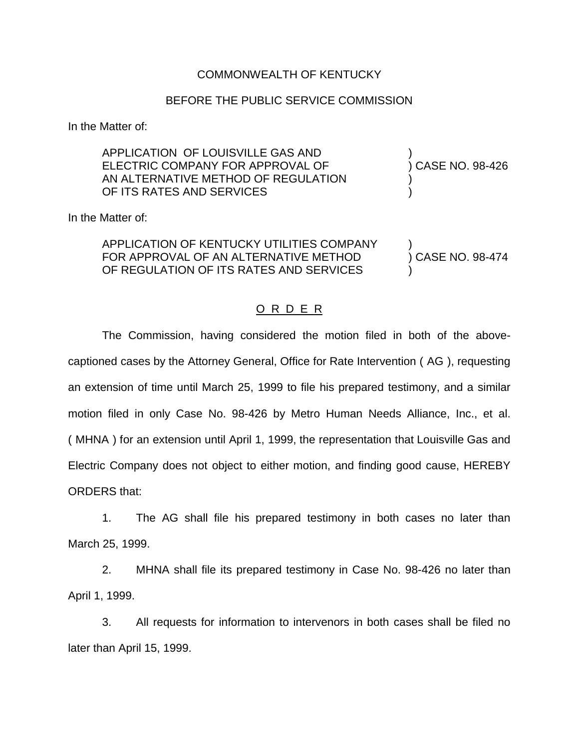COMMONWEALTH OF KENTUCKY

BEFORE THE PUBLIC SERVICE COMMISSION

In the Matter of:

| | |
|---|---|
| APPLICATION OF LOUISVILLE GAS AND ELECTRIC COMPANY FOR APPROVAL OF AN ALTERNATIVE METHOD OF REGULATION OF ITS RATES AND SERVICES | ) CASE NO. 98-426 |

In the Matter of:

| | |
|---|---|
| APPLICATION OF KENTUCKY UTILITIES COMPANY FOR APPROVAL OF AN ALTERNATIVE METHOD OF REGULATION OF ITS RATES AND SERVICES | ) CASE NO. 98-474 |

## O R D E R

The Commission, having considered the motion filed in both of the above-captioned cases by the Attorney General, Office for Rate Intervention ( AG ), requesting an extension of time until March 25, 1999 to file his prepared testimony, and a similar motion filed in only Case No. 98-426 by Metro Human Needs Alliance, Inc., et al. ( MHNA ) for an extension until April 1, 1999, the representation that Louisville Gas and Electric Company does not object to either motion, and finding good cause, HEREBY ORDERS that:

1. The AG shall file his prepared testimony in both cases no later than March 25, 1999.

2. MHNA shall file its prepared testimony in Case No. 98-426 no later than April 1, 1999.

3. All requests for information to intervenors in both cases shall be filed no later than April 15, 1999.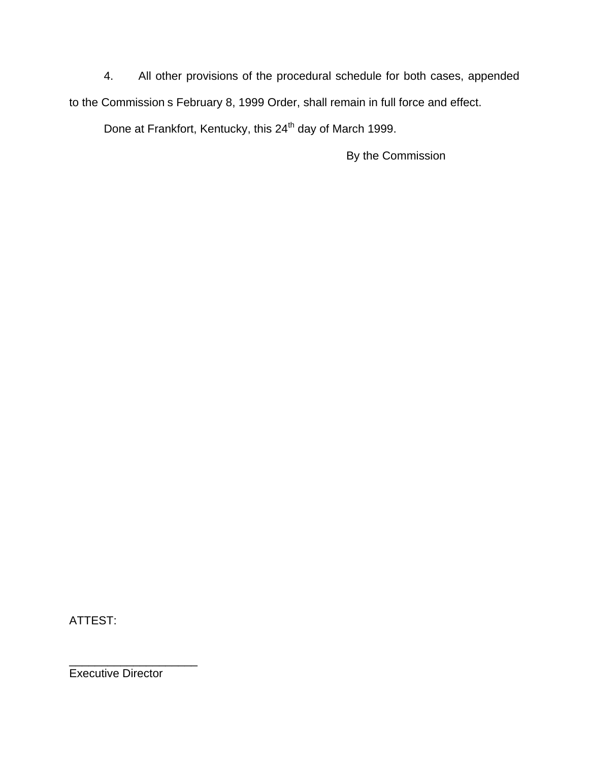4. All other provisions of the procedural schedule for both cases, appended to the Commission s February 8, 1999 Order, shall remain in full force and effect.

Done at Frankfort, Kentucky, this 24th day of March 1999.

By the Commission

ATTEST:

____________________
Executive Director